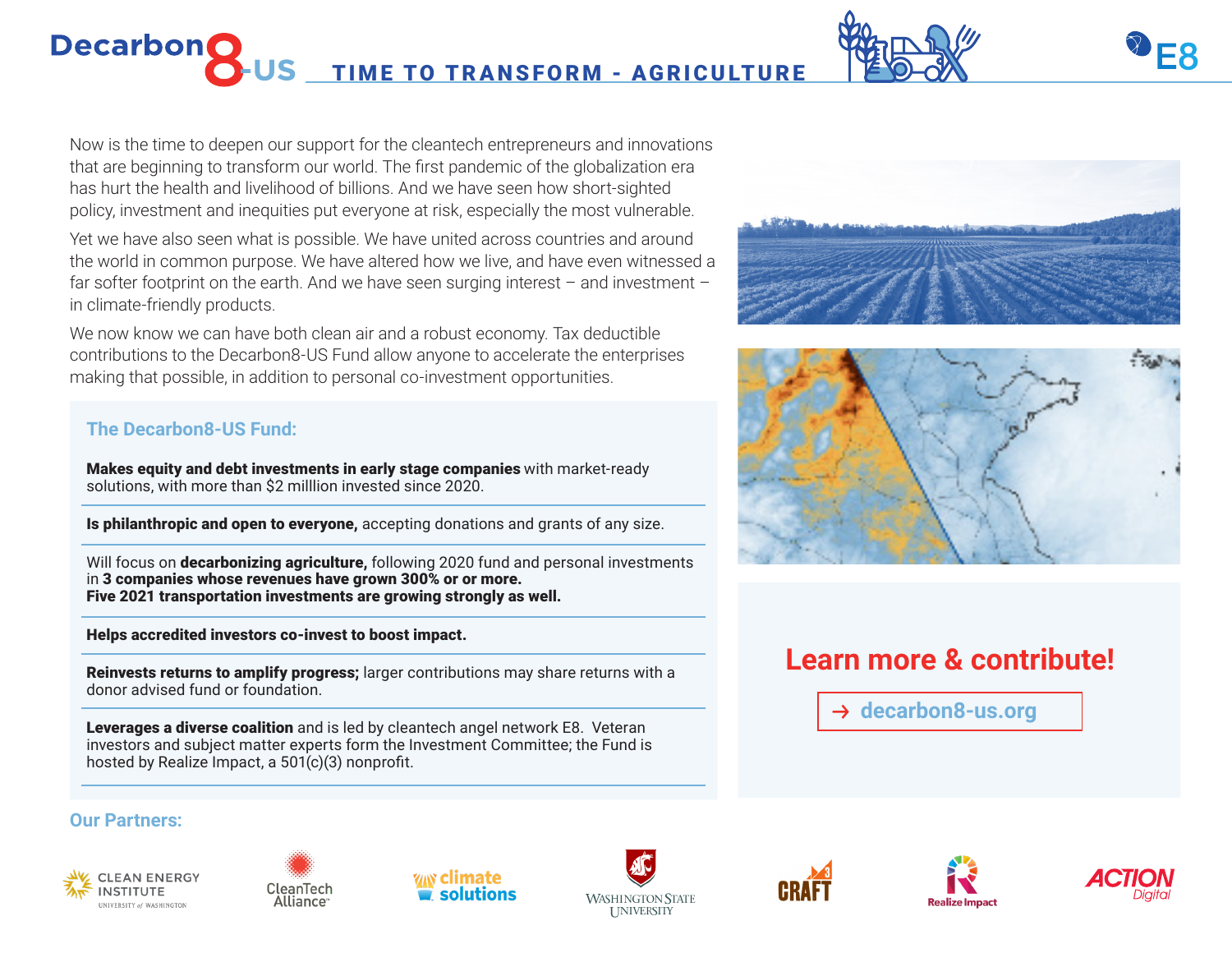# Decarbon8-US TIME TO TRANSFORM - AGRICULTURE

Now is the time to deepen our support for the cleantech entrepreneurs and innovations that are beginning to transform our world. The first pandemic of the globalization era has hurt the health and livelihood of billions. And we have seen how short-sighted policy, investment and inequities put everyone at risk, especially the most vulnerable.

Yet we have also seen what is possible. We have united across countries and around the world in common purpose. We have altered how we live, and have even witnessed a far softer footprint on the earth. And we have seen surging interest – and investment – in climate-friendly products.

We now know we can have both clean air and a robust economy. Tax deductible contributions to the Decarbon8-US Fund allow anyone to accelerate the enterprises making that possible, in addition to personal co-investment opportunities.

## The Decarbon8-US Fund:

**Makes equity and debt investments in early stage companies** with market-ready solutions, with more than $2 milllion invested since 2020.

**Is philanthropic and open to everyone,** accepting donations and grants of any size.

Will focus on **decarbonizing agriculture,** following 2020 fund and personal investments in **3 companies whose revenues have grown 300% or or more. Five 2021 transportation investments are growing strongly as well.**

**Helps accredited investors co-invest to boost impact.**

**Reinvests returns to amplify progress;** larger contributions may share returns with a donor advised fund or foundation.

**Leverages a diverse coalition** and is led by cleantech angel network E8. Veteran investors and subject matter experts form the Investment Committee; the Fund is hosted by Realize Impact, a 501(c)(3) nonprofit.

## Learn more & contribute!

→ decarbon8-us.org

## Our Partners:

Clean Energy Institute (University of Washington), CleanTech Alliance, Climate Solutions, Washington State University, CRAFT3, Realize Impact, Action Digital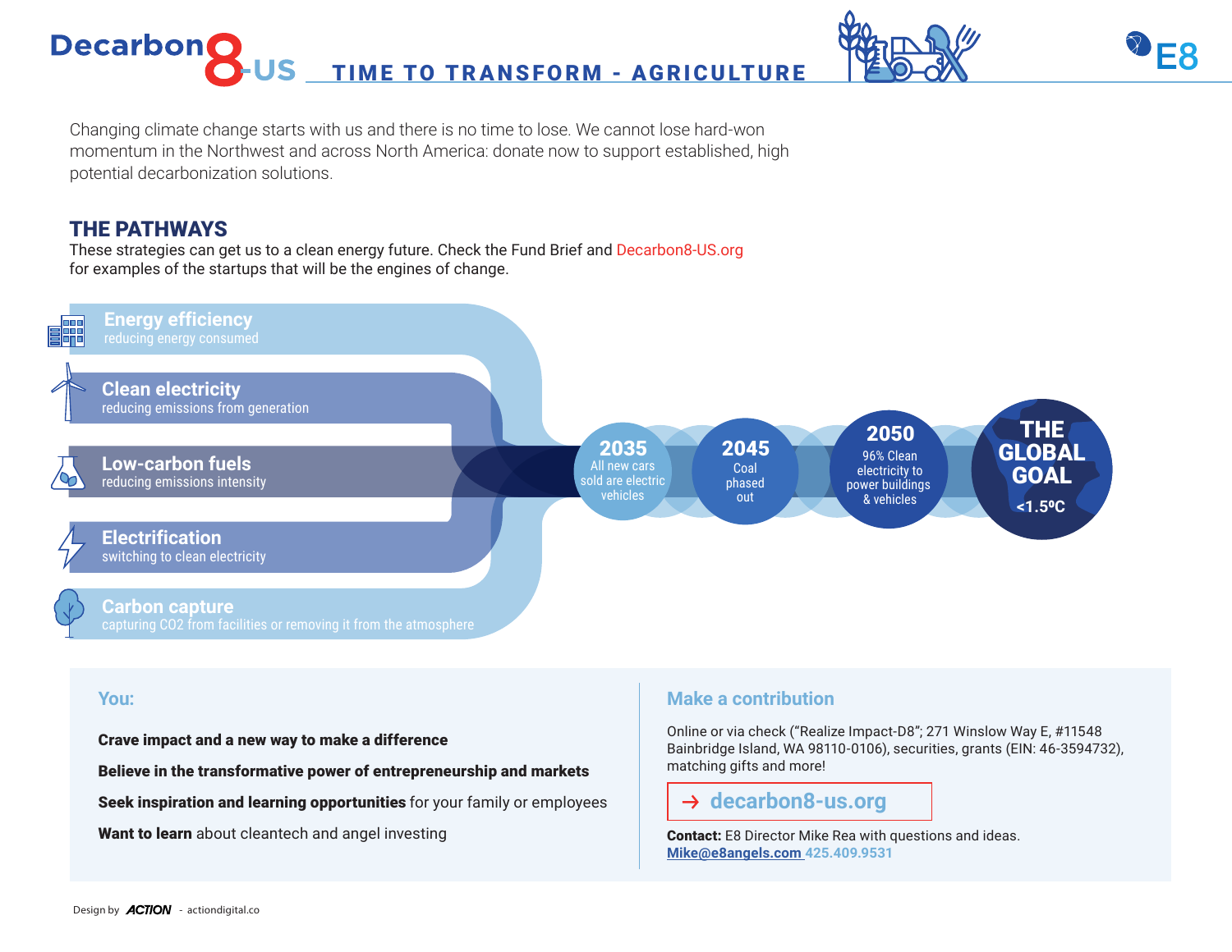# Decarbon8-US TIME TO TRANSFORM - AGRICULTURE

Changing climate change starts with us and there is no time to lose. We cannot lose hard-won momentum in the Northwest and across North America: donate now to support established, high potential decarbonization solutions.

## THE PATHWAYS

These strategies can get us to a clean energy future. Check the Fund Brief and Decarbon8-US.org for examples of the startups that will be the engines of change.

**Energy efficiency**
reducing energy consumed

**Clean electricity**
reducing emissions from generation

**Low-carbon fuels**
reducing emissions intensity

**Electrification**
switching to clean electricity

**Carbon capture**
capturing CO2 from facilities or removing it from the atmosphere

**2035**
All new cars sold are electric vehicles

**2045**
Coal phased out

**2050**
96% Clean electricity to power buildings & vehicles

**THE GLOBAL GOAL**
<1.5ºC

### You:

**Crave impact and a new way to make a difference**

**Believe in the transformative power of entrepreneurship and markets**

**Seek inspiration and learning opportunities** for your family or employees

**Want to learn** about cleantech and angel investing

### Make a contribution

Online or via check (“Realize Impact-D8”; 271 Winslow Way E, #11548 Bainbridge Island, WA 98110-0106), securities, grants (EIN: 46-3594732), matching gifts and more!

→ decarbon8-us.org

**Contact:** E8 Director Mike Rea with questions and ideas.
Mike@e8angels.com 425.409.9531

Design by ACTION - actiondigital.co